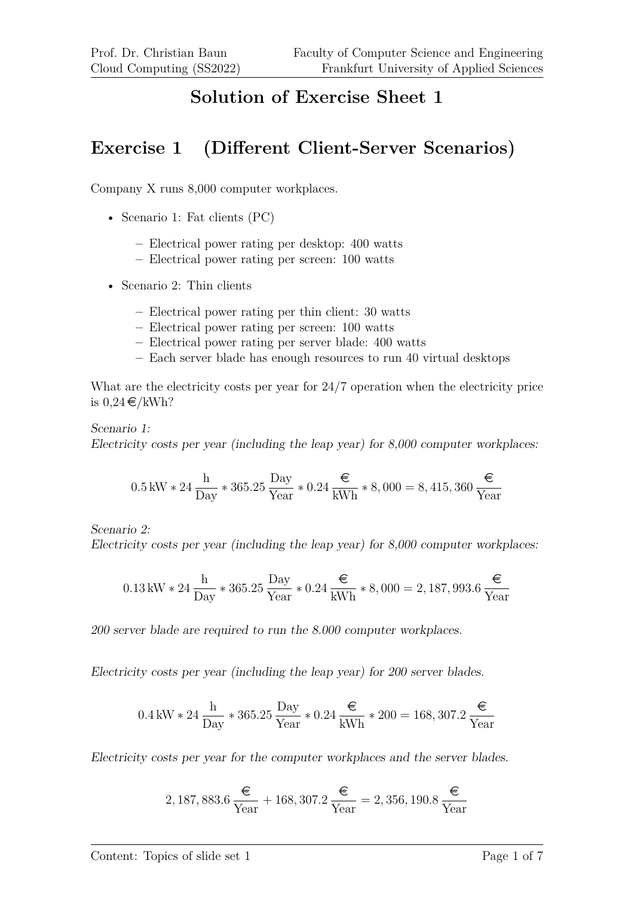# Solution of Exercise Sheet 1

## Exercise 1 (Different Client-Server Scenarios)

Company X runs 8,000 computer workplaces.

- Scenario 1: Fat clients (PC)
  - Electrical power rating per desktop: 400 watts
  - Electrical power rating per screen: 100 watts
- Scenario 2: Thin clients
  - Electrical power rating per thin client: 30 watts
  - Electrical power rating per screen: 100 watts
  - Electrical power rating per server blade: 400 watts
  - Each server blade has enough resources to run 40 virtual desktops

What are the electricity costs per year for 24/7 operation when the electricity price is 0,24 €/kWh?

*Scenario 1:*
*Electricity costs per year (including the leap year) for 8,000 computer workplaces:*

$$0.5\,\text{kW} * 24\,\frac{\text{h}}{\text{Day}} * 365.25\,\frac{\text{Day}}{\text{Year}} * 0.24\,\frac{\text{€}}{\text{kWh}} * 8,000 = 8,415,360\,\frac{\text{€}}{\text{Year}}$$

*Scenario 2:*
*Electricity costs per year (including the leap year) for 8,000 computer workplaces:*

$$0.13\,\text{kW} * 24\,\frac{\text{h}}{\text{Day}} * 365.25\,\frac{\text{Day}}{\text{Year}} * 0.24\,\frac{\text{€}}{\text{kWh}} * 8,000 = 2,187,993.6\,\frac{\text{€}}{\text{Year}}$$

*200 server blade are required to run the 8.000 computer workplaces.*

*Electricity costs per year (including the leap year) for 200 server blades.*

$$0.4\,\text{kW} * 24\,\frac{\text{h}}{\text{Day}} * 365.25\,\frac{\text{Day}}{\text{Year}} * 0.24\,\frac{\text{€}}{\text{kWh}} * 200 = 168,307.2\,\frac{\text{€}}{\text{Year}}$$

*Electricity costs per year for the computer workplaces and the server blades.*

$$2,187,883.6\,\frac{\text{€}}{\text{Year}} + 168,307.2\,\frac{\text{€}}{\text{Year}} = 2,356,190.8\,\frac{\text{€}}{\text{Year}}$$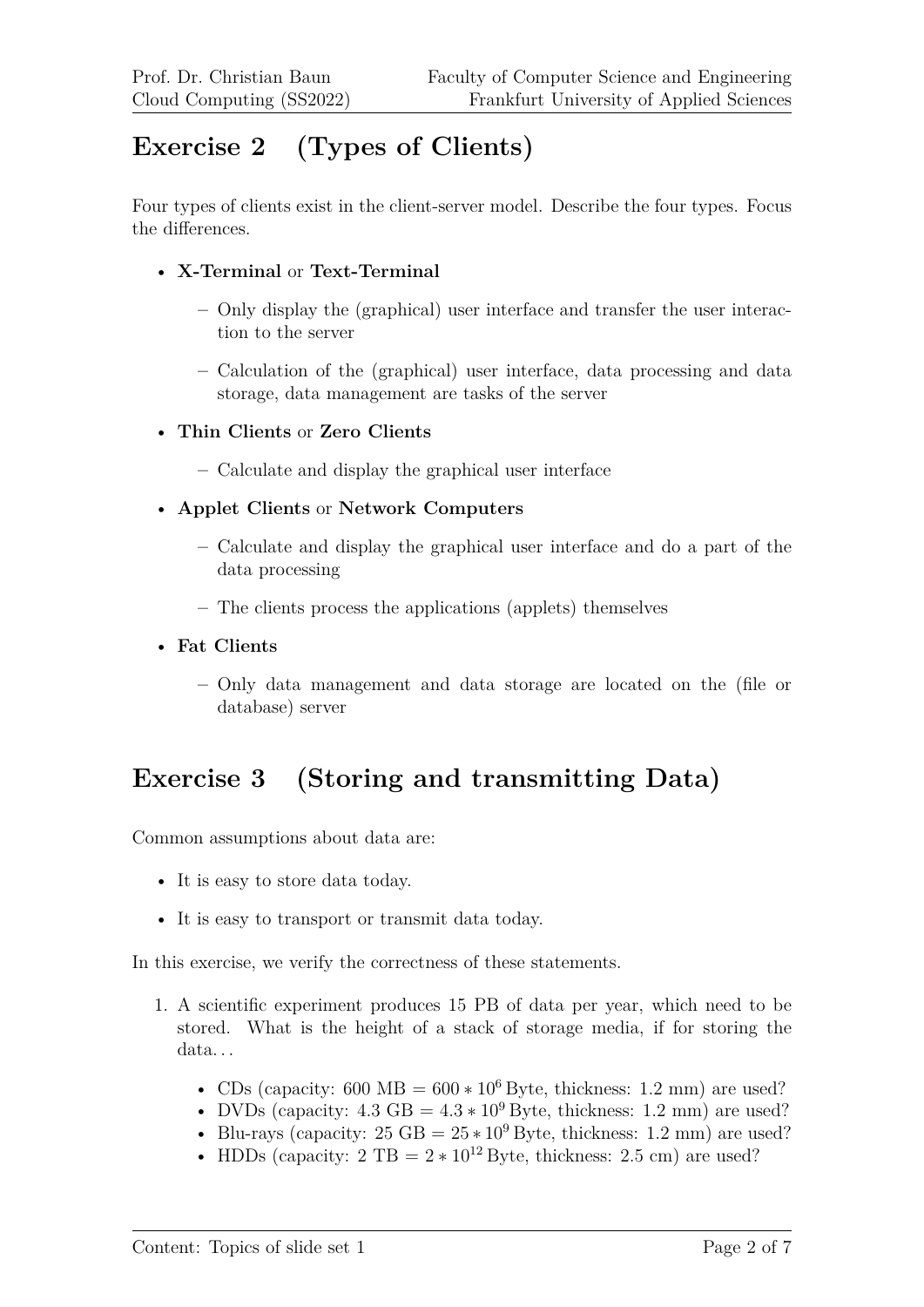# Exercise 2 (Types of Clients)

Four types of clients exist in the client-server model. Describe the four types. Focus the differences.

- **X-Terminal** or **Text-Terminal**
  - Only display the (graphical) user interface and transfer the user interaction to the server
  - Calculation of the (graphical) user interface, data processing and data storage, data management are tasks of the server
- **Thin Clients** or **Zero Clients**
  - Calculate and display the graphical user interface
- **Applet Clients** or **Network Computers**
  - Calculate and display the graphical user interface and do a part of the data processing
  - The clients process the applications (applets) themselves
- **Fat Clients**
  - Only data management and data storage are located on the (file or database) server

# Exercise 3 (Storing and transmitting Data)

Common assumptions about data are:

- It is easy to store data today.
- It is easy to transport or transmit data today.

In this exercise, we verify the correctness of these statements.

1. A scientific experiment produces 15 PB of data per year, which need to be stored. What is the height of a stack of storage media, if for storing the data...
   - CDs (capacity: 600 MB = $600 * 10^6$ Byte, thickness: 1.2 mm) are used?
   - DVDs (capacity: 4.3 GB = $4.3 * 10^9$ Byte, thickness: 1.2 mm) are used?
   - Blu-rays (capacity: 25 GB = $25 * 10^9$ Byte, thickness: 1.2 mm) are used?
   - HDDs (capacity: 2 TB = $2 * 10^{12}$ Byte, thickness: 2.5 cm) are used?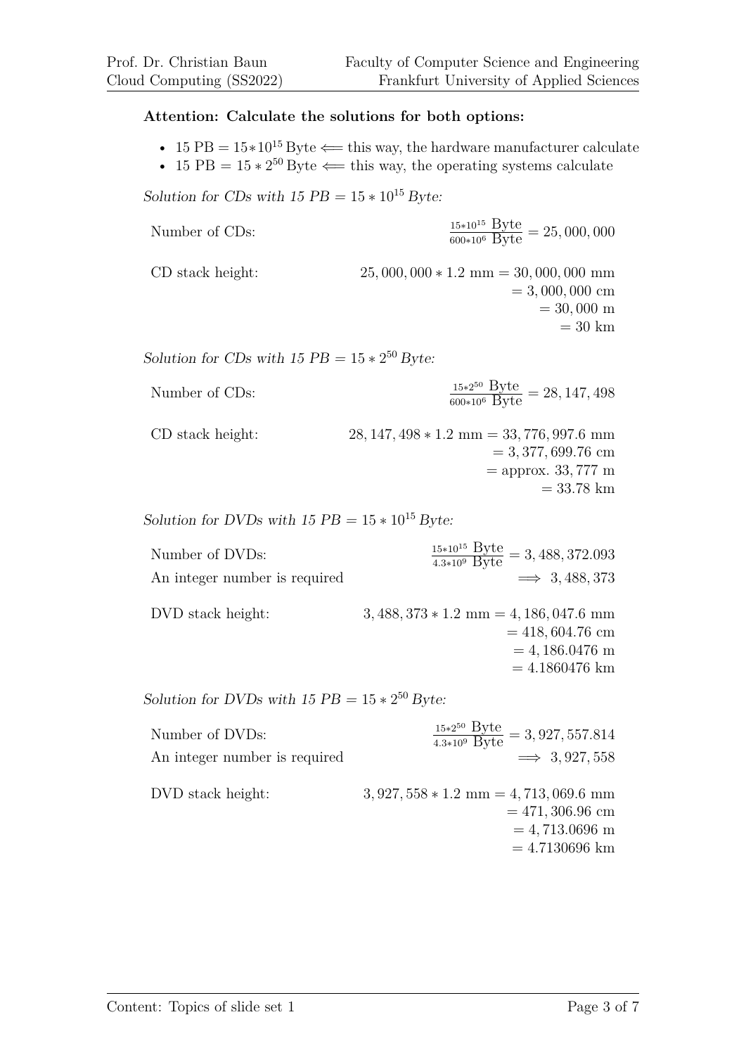**Attention: Calculate the solutions for both options:**

- 15 PB = $15 * 10^{15}$ Byte $\Longleftarrow$ this way, the hardware manufacturer calculate
- 15 PB = $15 * 2^{50}$ Byte $\Longleftarrow$ this way, the operating systems calculate

*Solution for CDs with 15 PB = $15 * 10^{15}$ Byte:*

Number of CDs:

$$\frac{15 * 10^{15} \text{ Byte}}{600 * 10^{6} \text{ Byte}} = 25,000,000$$

CD stack height:

$$25,000,000 * 1.2 \text{ mm} = 30,000,000 \text{ mm} = 3,000,000 \text{ cm} = 30,000 \text{ m} = 30 \text{ km}$$

*Solution for CDs with 15 PB = $15 * 2^{50}$ Byte:*

Number of CDs:

$$\frac{15 * 2^{50} \text{ Byte}}{600 * 10^{6} \text{ Byte}} = 28,147,498$$

CD stack height:

$$28,147,498 * 1.2 \text{ mm} = 33,776,997.6 \text{ mm} = 3,377,699.76 \text{ cm} = \text{approx. } 33,777 \text{ m} = 33.78 \text{ km}$$

*Solution for DVDs with 15 PB = $15 * 10^{15}$ Byte:*

Number of DVDs:

$$\frac{15 * 10^{15} \text{ Byte}}{4.3 * 10^{9} \text{ Byte}} = 3,488,372.093$$

An integer number is required $\Longrightarrow$ 3,488,373

DVD stack height:

$$3,488,373 * 1.2 \text{ mm} = 4,186,047.6 \text{ mm} = 418,604.76 \text{ cm} = 4,186.0476 \text{ m} = 4.1860476 \text{ km}$$

*Solution for DVDs with 15 PB = $15 * 2^{50}$ Byte:*

Number of DVDs:

$$\frac{15 * 2^{50} \text{ Byte}}{4.3 * 10^{9} \text{ Byte}} = 3,927,557.814$$

An integer number is required $\Longrightarrow$ 3,927,558

DVD stack height:

$$3,927,558 * 1.2 \text{ mm} = 4,713,069.6 \text{ mm} = 471,306.96 \text{ cm} = 4,713.0696 \text{ m} = 4.7130696 \text{ km}$$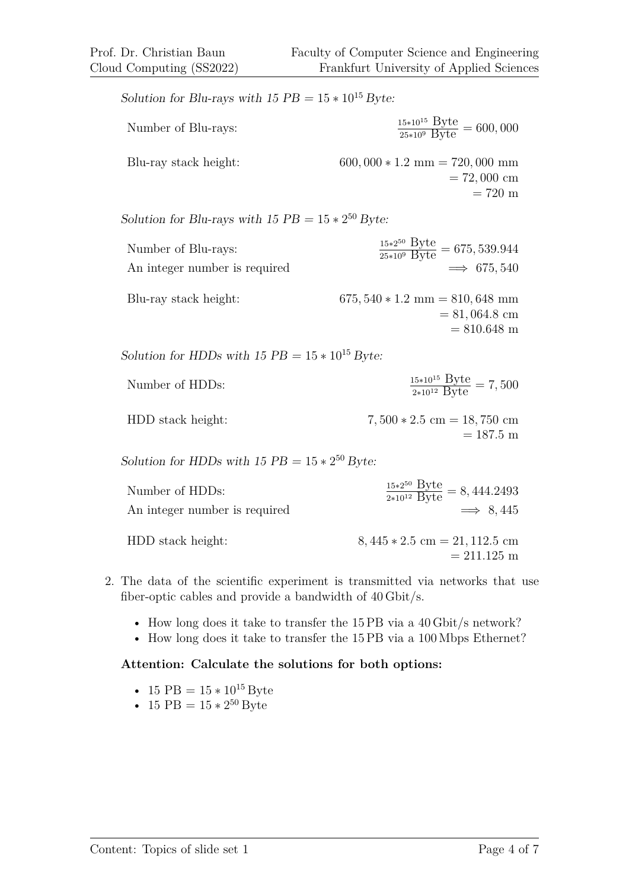*Solution for Blu-rays with 15 PB = $15 * 10^{15}$ Byte:*

Number of Blu-rays: $\frac{15*10^{15} \text{ Byte}}{25*10^{9} \text{ Byte}} = 600,000$

Blu-ray stack height:
$$600,000 * 1.2 \text{ mm} = 720,000 \text{ mm} = 72,000 \text{ cm} = 720 \text{ m}$$

*Solution for Blu-rays with 15 PB = $15 * 2^{50}$ Byte:*

Number of Blu-rays: $\frac{15*2^{50} \text{ Byte}}{25*10^{9} \text{ Byte}} = 675,539.944$

An integer number is required $\implies 675,540$

Blu-ray stack height:
$$675,540 * 1.2 \text{ mm} = 810,648 \text{ mm} = 81,064.8 \text{ cm} = 810.648 \text{ m}$$

*Solution for HDDs with 15 PB = $15 * 10^{15}$ Byte:*

Number of HDDs: $\frac{15*10^{15} \text{ Byte}}{2*10^{12} \text{ Byte}} = 7,500$

HDD stack height:
$$7,500 * 2.5 \text{ cm} = 18,750 \text{ cm} = 187.5 \text{ m}$$

*Solution for HDDs with 15 PB = $15 * 2^{50}$ Byte:*

Number of HDDs: $\frac{15*2^{50} \text{ Byte}}{2*10^{12} \text{ Byte}} = 8,444.2493$

An integer number is required $\implies 8,445$

HDD stack height:
$$8,445 * 2.5 \text{ cm} = 21,112.5 \text{ cm} = 211.125 \text{ m}$$

2. The data of the scientific experiment is transmitted via networks that use fiber-optic cables and provide a bandwidth of 40 Gbit/s.

   - How long does it take to transfer the 15 PB via a 40 Gbit/s network?
   - How long does it take to transfer the 15 PB via a 100 Mbps Ethernet?

   **Attention: Calculate the solutions for both options:**

   - 15 PB = $15 * 10^{15}$ Byte
   - 15 PB = $15 * 2^{50}$ Byte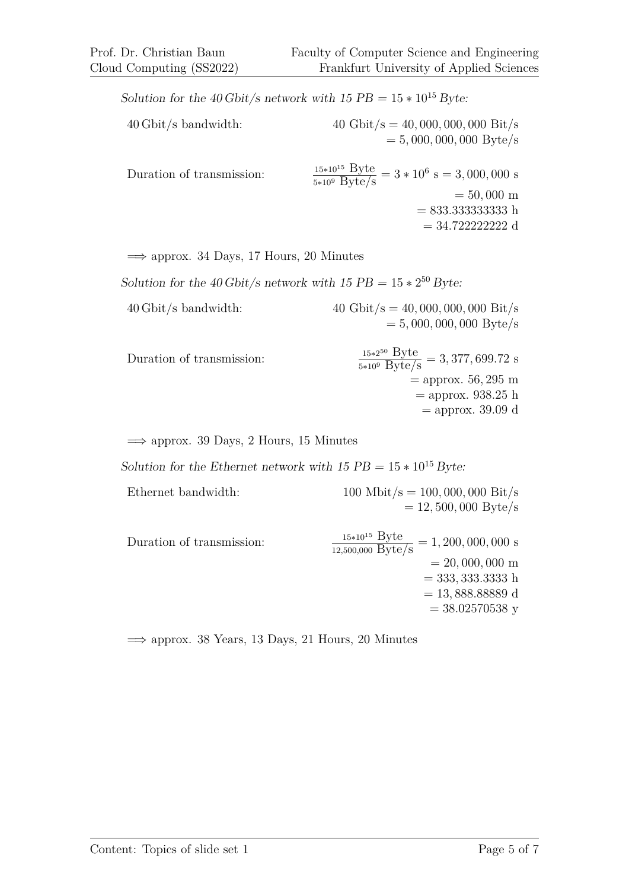*Solution for the 40 Gbit/s network with 15 PB = $15 * 10^{15}$ Byte:*

40 Gbit/s bandwidth:

$$40 \text{ Gbit/s} = 40{,}000{,}000{,}000 \text{ Bit/s} = 5{,}000{,}000{,}000 \text{ Byte/s}$$

Duration of transmission:

$$\frac{15 * 10^{15} \text{ Byte}}{5 * 10^{9} \text{ Byte/s}} = 3 * 10^{6} \text{ s} = 3{,}000{,}000 \text{ s}$$
$$= 50{,}000 \text{ m}$$
$$= 833.333333333 \text{ h}$$
$$= 34.722222222 \text{ d}$$

$\Longrightarrow$ approx. 34 Days, 17 Hours, 20 Minutes

*Solution for the 40 Gbit/s network with 15 PB = $15 * 2^{50}$ Byte:*

40 Gbit/s bandwidth:

$$40 \text{ Gbit/s} = 40{,}000{,}000{,}000 \text{ Bit/s} = 5{,}000{,}000{,}000 \text{ Byte/s}$$

Duration of transmission:

$$\frac{15 * 2^{50} \text{ Byte}}{5 * 10^{9} \text{ Byte/s}} = 3{,}377{,}699.72 \text{ s}$$
$$= \text{approx. } 56{,}295 \text{ m}$$
$$= \text{approx. } 938.25 \text{ h}$$
$$= \text{approx. } 39.09 \text{ d}$$

$\Longrightarrow$ approx. 39 Days, 2 Hours, 15 Minutes

*Solution for the Ethernet network with 15 PB = $15 * 10^{15}$ Byte:*

Ethernet bandwidth:

$$100 \text{ Mbit/s} = 100{,}000{,}000 \text{ Bit/s} = 12{,}500{,}000 \text{ Byte/s}$$

Duration of transmission:

$$\frac{15 * 10^{15} \text{ Byte}}{12{,}500{,}000 \text{ Byte/s}} = 1{,}200{,}000{,}000 \text{ s}$$
$$= 20{,}000{,}000 \text{ m}$$
$$= 333{,}333.3333 \text{ h}$$
$$= 13{,}888.88889 \text{ d}$$
$$= 38.02570538 \text{ y}$$

$\Longrightarrow$ approx. 38 Years, 13 Days, 21 Hours, 20 Minutes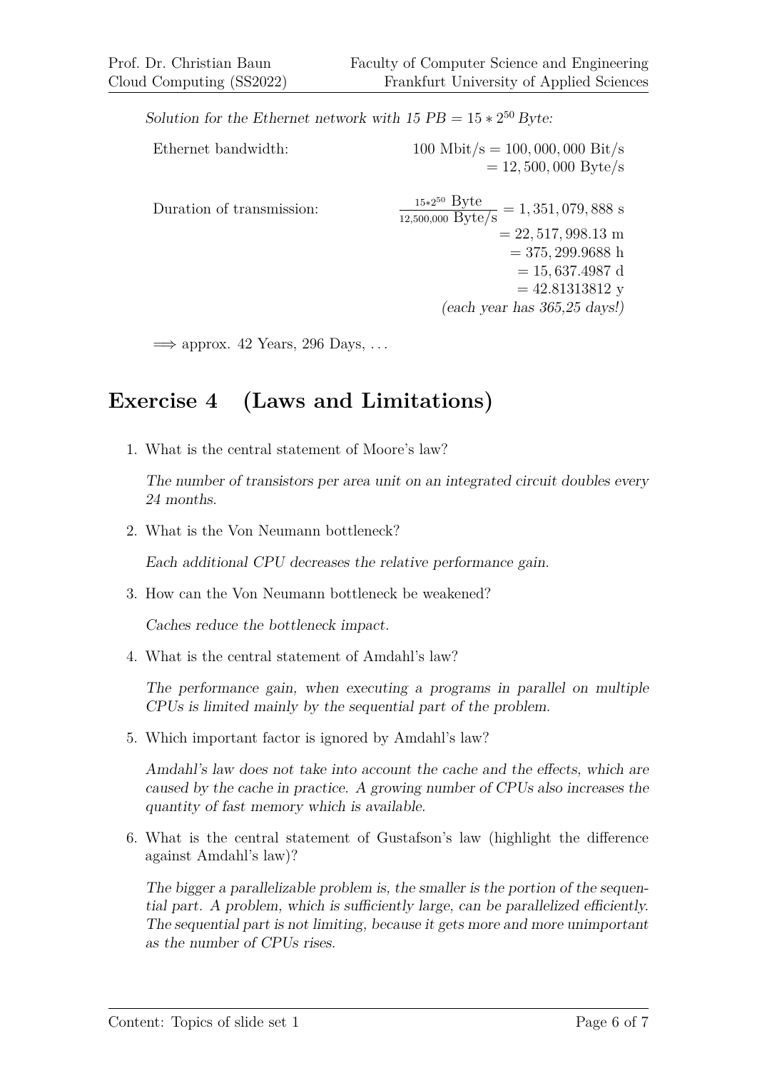*Solution for the Ethernet network with 15 PB = $15 * 2^{50}$ Byte:*

Ethernet bandwidth: $100 \text{ Mbit/s} = 100,000,000 \text{ Bit/s} = 12,500,000 \text{ Byte/s}$

Duration of transmission:

$$\frac{15*2^{50} \text{ Byte}}{12{,}500{,}000 \text{ Byte/s}} = 1,351,079,888 \text{ s}$$
$$= 22,517,998.13 \text{ m}$$
$$= 375,299.9688 \text{ h}$$
$$= 15,637.4987 \text{ d}$$
$$= 42.81313812 \text{ y}$$

*(each year has 365,25 days!)*

$\Longrightarrow$ approx. 42 Years, 296 Days, ...

## Exercise 4 (Laws and Limitations)

1. What is the central statement of Moore's law?

   *The number of transistors per area unit on an integrated circuit doubles every 24 months.*

2. What is the Von Neumann bottleneck?

   *Each additional CPU decreases the relative performance gain.*

3. How can the Von Neumann bottleneck be weakened?

   *Caches reduce the bottleneck impact.*

4. What is the central statement of Amdahl's law?

   *The performance gain, when executing a programs in parallel on multiple CPUs is limited mainly by the sequential part of the problem.*

5. Which important factor is ignored by Amdahl's law?

   *Amdahl's law does not take into account the cache and the effects, which are caused by the cache in practice. A growing number of CPUs also increases the quantity of fast memory which is available.*

6. What is the central statement of Gustafson's law (highlight the difference against Amdahl's law)?

   *The bigger a parallelizable problem is, the smaller is the portion of the sequential part. A problem, which is sufficiently large, can be parallelized efficiently. The sequential part is not limiting, because it gets more and more unimportant as the number of CPUs rises.*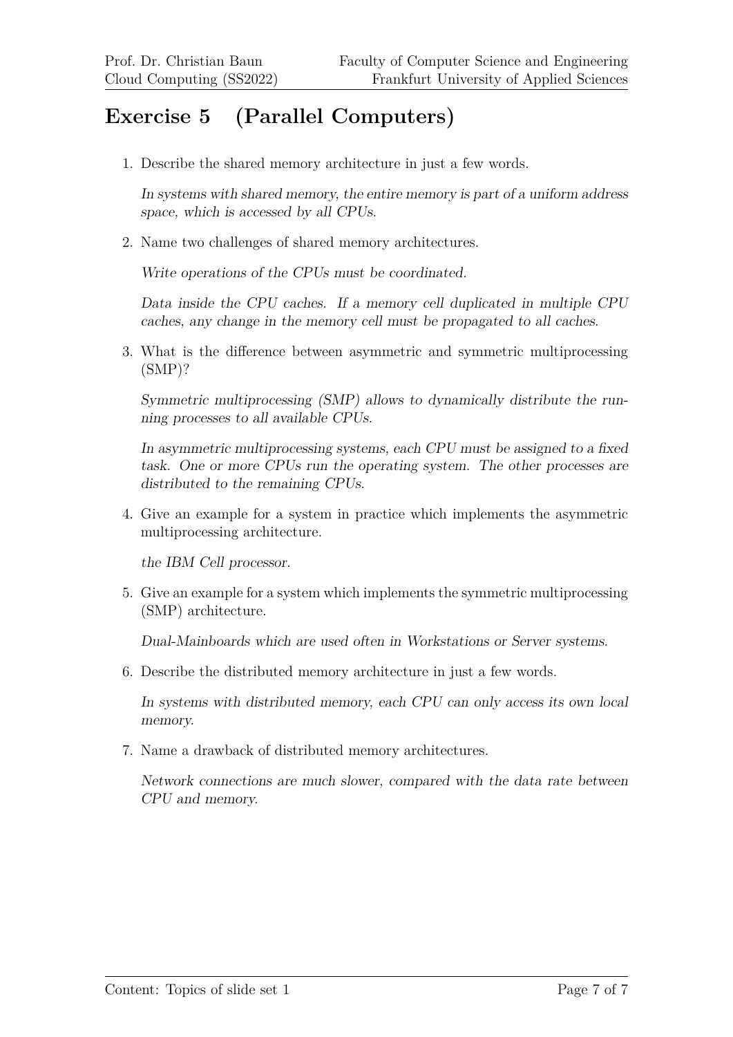# Exercise 5 (Parallel Computers)

1. Describe the shared memory architecture in just a few words.

   *In systems with shared memory, the entire memory is part of a uniform address space, which is accessed by all CPUs.*

2. Name two challenges of shared memory architectures.

   *Write operations of the CPUs must be coordinated.*

   *Data inside the CPU caches. If a memory cell duplicated in multiple CPU caches, any change in the memory cell must be propagated to all caches.*

3. What is the difference between asymmetric and symmetric multiprocessing (SMP)?

   *Symmetric multiprocessing (SMP) allows to dynamically distribute the running processes to all available CPUs.*

   *In asymmetric multiprocessing systems, each CPU must be assigned to a fixed task. One or more CPUs run the operating system. The other processes are distributed to the remaining CPUs.*

4. Give an example for a system in practice which implements the asymmetric multiprocessing architecture.

   *the IBM Cell processor.*

5. Give an example for a system which implements the symmetric multiprocessing (SMP) architecture.

   *Dual-Mainboards which are used often in Workstations or Server systems.*

6. Describe the distributed memory architecture in just a few words.

   *In systems with distributed memory, each CPU can only access its own local memory.*

7. Name a drawback of distributed memory architectures.

   *Network connections are much slower, compared with the data rate between CPU and memory.*